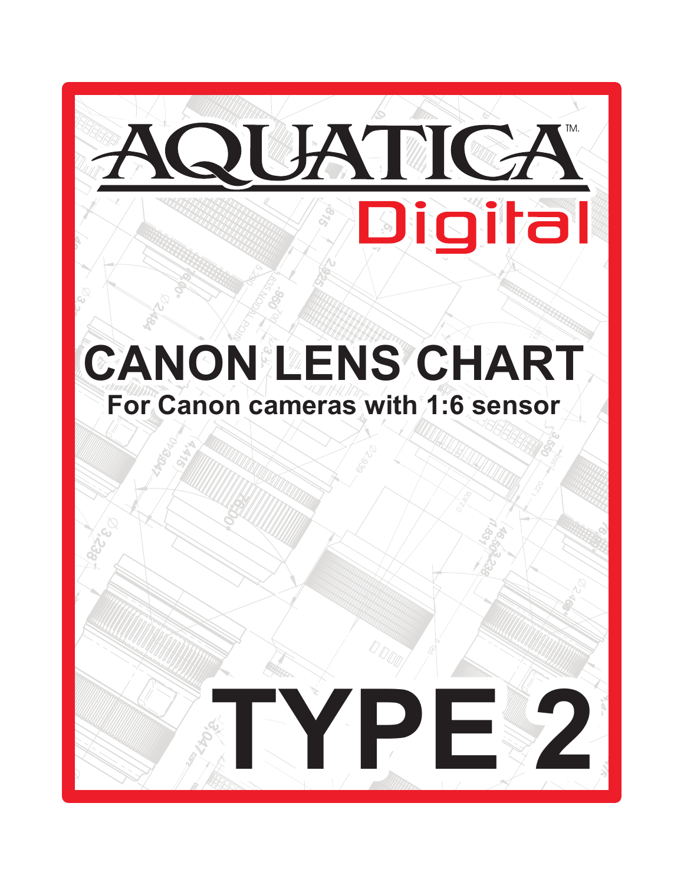# AQUATICA™

## Digital

# CANON LENS CHART

**For Canon cameras with 1:6 sensor**

# TYPE 2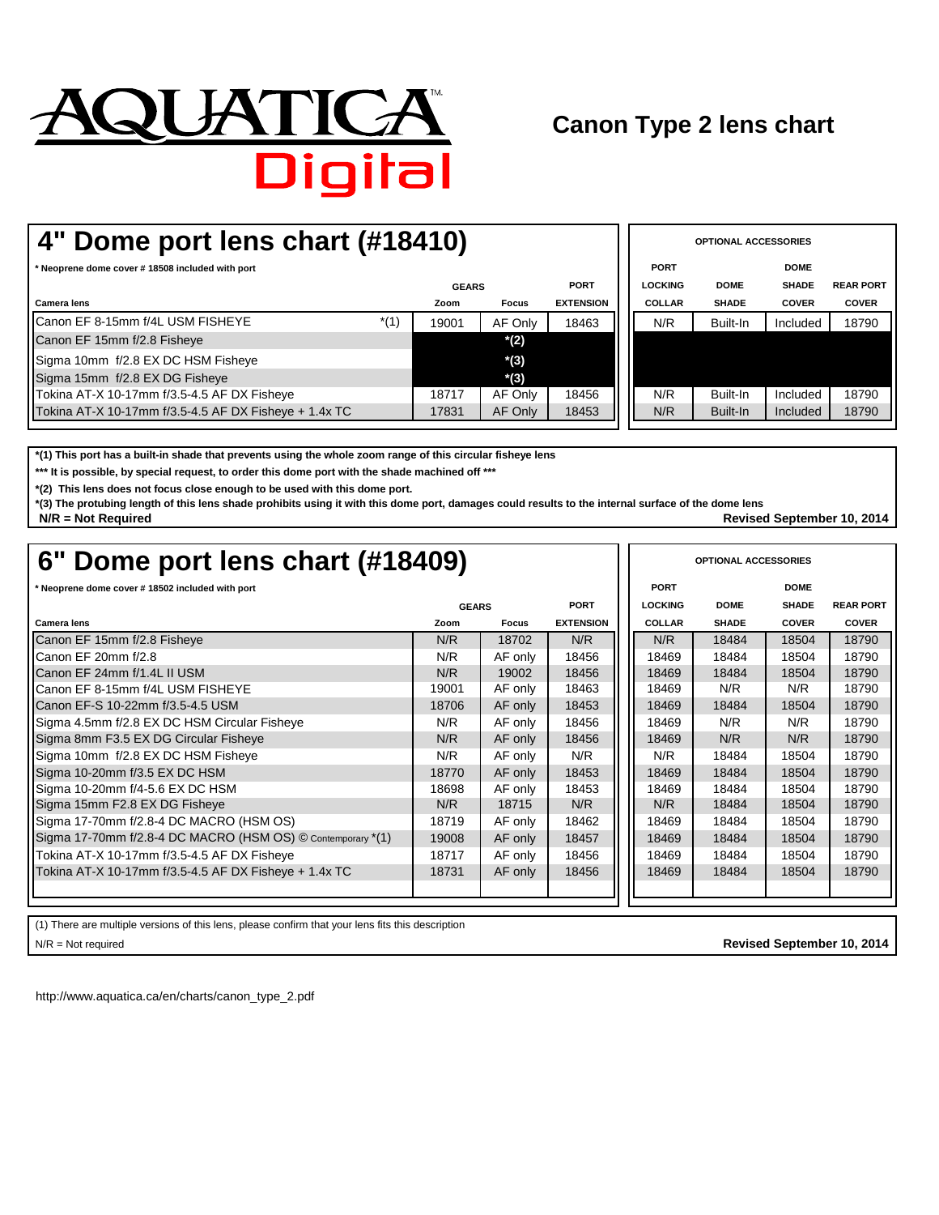# AQUATICA Digital

## Canon Type 2 lens chart

## 4" Dome port lens chart (#18410)

\* Neoprene dome cover # 18508 included with port

| Camera lens | | GEARS Zoom | GEARS Focus | PORT EXTENSION | PORT LOCKING COLLAR | DOME SHADE | DOME SHADE COVER | REAR PORT COVER |
|---|---|---|---|---|---|---|---|---|
| Canon EF 8-15mm f/4L USM FISHEYE | *(1) | 19001 | AF Only | 18463 | N/R | Built-In | Included | 18790 |
| Canon EF 15mm f/2.8 Fisheye | | | *(2) | | | | | |
| Sigma 10mm f/2.8 EX DC HSM Fisheye | | | *(3) | | | | | |
| Sigma 15mm f/2.8 EX DG Fisheye | | | *(3) | | | | | |
| Tokina AT-X 10-17mm f/3.5-4.5 AF DX Fisheye | | 18717 | AF Only | 18456 | N/R | Built-In | Included | 18790 |
| Tokina AT-X 10-17mm f/3.5-4.5 AF DX Fisheye + 1.4x TC | | 17831 | AF Only | 18453 | N/R | Built-In | Included | 18790 |

OPTIONAL ACCESSORIES: Port locking collar, Dome shade, Dome shade cover, Rear port cover

**\*(1) This port has a built-in shade that prevents using the whole zoom range of this circular fisheye lens**

**\*\*\* It is possible, by special request, to order this dome port with the shade machined off \*\*\***

**\*(2) This lens does not focus close enough to be used with this dome port.**

**\*(3) The protubing length of this lens shade prohibits using it with this dome port, damages could results to the internal surface of the dome lens**

**N/R = Not Required**

**Revised September 10, 2014**

## 6" Dome port lens chart (#18409)

\* Neoprene dome cover # 18502 included with port

| Camera lens | GEARS Zoom | GEARS Focus | PORT EXTENSION | PORT LOCKING COLLAR | DOME SHADE | DOME SHADE COVER | REAR PORT COVER |
|---|---|---|---|---|---|---|---|
| Canon EF 15mm f/2.8 Fisheye | N/R | 18702 | N/R | N/R | 18484 | 18504 | 18790 |
| Canon EF 20mm f/2.8 | N/R | AF only | 18456 | 18469 | 18484 | 18504 | 18790 |
| Canon EF 24mm f/1.4L II USM | N/R | 19002 | 18456 | 18469 | 18484 | 18504 | 18790 |
| Canon EF 8-15mm f/4L USM FISHEYE | 19001 | AF only | 18463 | 18469 | N/R | N/R | 18790 |
| Canon EF-S 10-22mm f/3.5-4.5 USM | 18706 | AF only | 18453 | 18469 | 18484 | 18504 | 18790 |
| Sigma 4.5mm f/2.8 EX DC HSM Circular Fisheye | N/R | AF only | 18456 | 18469 | N/R | N/R | 18790 |
| Sigma 8mm F3.5 EX DG Circular Fisheye | N/R | AF only | 18456 | 18469 | N/R | N/R | 18790 |
| Sigma 10mm f/2.8 EX DC HSM Fisheye | N/R | AF only | N/R | N/R | 18484 | 18504 | 18790 |
| Sigma 10-20mm f/3.5 EX DC HSM | 18770 | AF only | 18453 | 18469 | 18484 | 18504 | 18790 |
| Sigma 10-20mm f/4-5.6 EX DC HSM | 18698 | AF only | 18453 | 18469 | 18484 | 18504 | 18790 |
| Sigma 15mm F2.8 EX DG Fisheye | N/R | 18715 | N/R | N/R | 18484 | 18504 | 18790 |
| Sigma 17-70mm f/2.8-4 DC MACRO (HSM OS) | 18719 | AF only | 18462 | 18469 | 18484 | 18504 | 18790 |
| Sigma 17-70mm f/2.8-4 DC MACRO (HSM OS) © Contemporary *(1) | 19008 | AF only | 18457 | 18469 | 18484 | 18504 | 18790 |
| Tokina AT-X 10-17mm f/3.5-4.5 AF DX Fisheye | 18717 | AF only | 18456 | 18469 | 18484 | 18504 | 18790 |
| Tokina AT-X 10-17mm f/3.5-4.5 AF DX Fisheye + 1.4x TC | 18731 | AF only | 18456 | 18469 | 18484 | 18504 | 18790 |

OPTIONAL ACCESSORIES: Port locking collar, Dome shade, Dome shade cover, Rear port cover

(1) There are multiple versions of this lens, please confirm that your lens fits this description

N/R = Not required

**Revised September 10, 2014**

http://www.aquatica.ca/en/charts/canon_type_2.pdf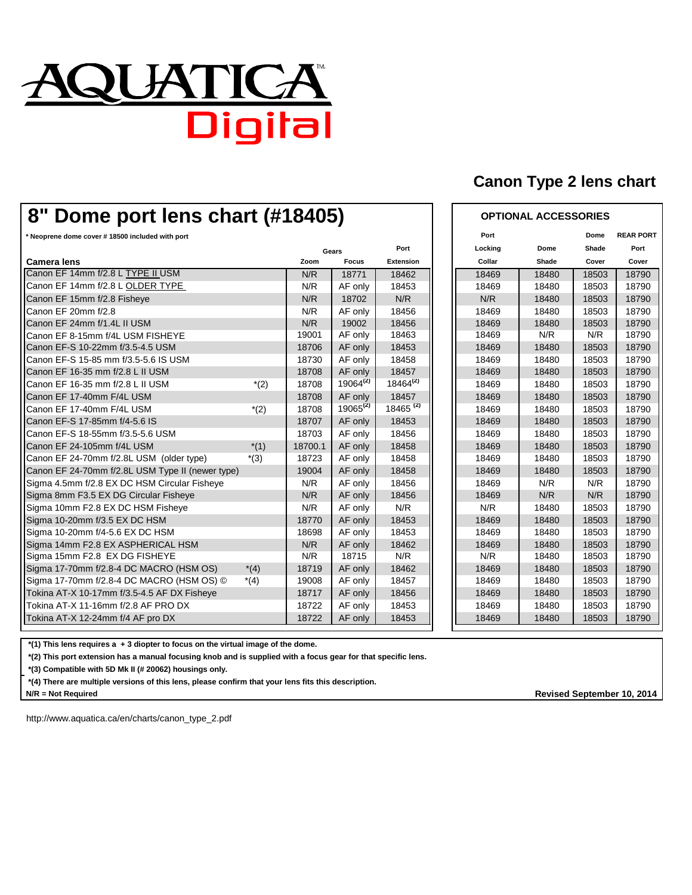# AQUATICA™ Digital

## Canon Type 2 lens chart

## 8" Dome port lens chart (#18405)

**\* Neoprene dome cover # 18500 included with port**

| Camera lens | | Gears Zoom | Gears Focus | Port Extension | Port Locking Collar | Dome Shade | Dome Shade Cover | REAR PORT Port Cover |
|---|---|---|---|---|---|---|---|---|
| Canon EF 14mm f/2.8 L TYPE II USM | | N/R | 18771 | 18462 | 18469 | 18480 | 18503 | 18790 |
| Canon EF 14mm f/2.8 L OLDER TYPE | | N/R | AF only | 18453 | 18469 | 18480 | 18503 | 18790 |
| Canon EF 15mm f/2.8 Fisheye | | N/R | 18702 | N/R | N/R | 18480 | 18503 | 18790 |
| Canon EF 20mm f/2.8 | | N/R | AF only | 18456 | 18469 | 18480 | 18503 | 18790 |
| Canon EF 24mm f/1.4L II USM | | N/R | 19002 | 18456 | 18469 | 18480 | 18503 | 18790 |
| Canon EF 8-15mm f/4L USM FISHEYE | | 19001 | AF only | 18463 | 18469 | N/R | N/R | 18790 |
| Canon EF-S 10-22mm f/3.5-4.5 USM | | 18706 | AF only | 18453 | 18469 | 18480 | 18503 | 18790 |
| Canon EF-S 15-85 mm f/3.5-5.6 IS USM | | 18730 | AF only | 18458 | 18469 | 18480 | 18503 | 18790 |
| Canon EF 16-35 mm f/2.8 L II USM | | 18708 | AF only | 18457 | 18469 | 18480 | 18503 | 18790 |
| Canon EF 16-35 mm f/2.8 L II USM | *(2) | 18708 | 19064(2) | 18464(2) | 18469 | 18480 | 18503 | 18790 |
| Canon EF 17-40mm F/4L USM | | 18708 | AF only | 18457 | 18469 | 18480 | 18503 | 18790 |
| Canon EF 17-40mm F/4L USM | *(2) | 18708 | 19065(2) | 18465 (2) | 18469 | 18480 | 18503 | 18790 |
| Canon EF-S 17-85mm f/4-5.6 IS | | 18707 | AF only | 18453 | 18469 | 18480 | 18503 | 18790 |
| Canon EF-S 18-55mm f/3.5-5.6 USM | | 18703 | AF only | 18456 | 18469 | 18480 | 18503 | 18790 |
| Canon EF 24-105mm f/4L USM | *(1) | 18700.1 | AF only | 18458 | 18469 | 18480 | 18503 | 18790 |
| Canon EF 24-70mm f/2.8L USM (older type) | *(3) | 18723 | AF only | 18458 | 18469 | 18480 | 18503 | 18790 |
| Canon EF 24-70mm f/2.8L USM Type II (newer type) | | 19004 | AF only | 18458 | 18469 | 18480 | 18503 | 18790 |
| Sigma 4.5mm f/2.8 EX DC HSM Circular Fisheye | | N/R | AF only | 18456 | 18469 | N/R | N/R | 18790 |
| Sigma 8mm F3.5 EX DG Circular Fisheye | | N/R | AF only | 18456 | 18469 | N/R | N/R | 18790 |
| Sigma 10mm F2.8 EX DC HSM Fisheye | | N/R | AF only | N/R | N/R | 18480 | 18503 | 18790 |
| Sigma 10-20mm f/3.5 EX DC HSM | | 18770 | AF only | 18453 | 18469 | 18480 | 18503 | 18790 |
| Sigma 10-20mm f/4-5.6 EX DC HSM | | 18698 | AF only | 18453 | 18469 | 18480 | 18503 | 18790 |
| Sigma 14mm F2.8 EX ASPHERICAL HSM | | N/R | AF only | 18462 | 18469 | 18480 | 18503 | 18790 |
| Sigma 15mm F2.8 EX DG FISHEYE | | N/R | 18715 | N/R | N/R | 18480 | 18503 | 18790 |
| Sigma 17-70mm f/2.8-4 DC MACRO (HSM OS) | *(4) | 18719 | AF only | 18462 | 18469 | 18480 | 18503 | 18790 |
| Sigma 17-70mm f/2.8-4 DC MACRO (HSM OS) © | *(4) | 19008 | AF only | 18457 | 18469 | 18480 | 18503 | 18790 |
| Tokina AT-X 10-17mm f/3.5-4.5 AF DX Fisheye | | 18717 | AF only | 18456 | 18469 | 18480 | 18503 | 18790 |
| Tokina AT-X 11-16mm f/2.8 AF PRO DX | | 18722 | AF only | 18453 | 18469 | 18480 | 18503 | 18790 |
| Tokina AT-X 12-24mm f/4 AF pro DX | | 18722 | AF only | 18453 | 18469 | 18480 | 18503 | 18790 |

Columns Port Locking Collar, Dome Shade, Dome Shade Cover and REAR PORT Port Cover are **OPTIONAL ACCESSORIES**.

**\*(1) This lens requires a + 3 diopter to focus on the virtual image of the dome.**

**\*(2) This port extension has a manual focusing knob and is supplied with a focus gear for that specific lens.**

**\*(3) Compatible with 5D Mk II (# 20062) housings only.**

**\*(4) There are multiple versions of this lens, please confirm that your lens fits this description.**

**N/R = Not Required**

**Revised September 10, 2014**

http://www.aquatica.ca/en/charts/canon_type_2.pdf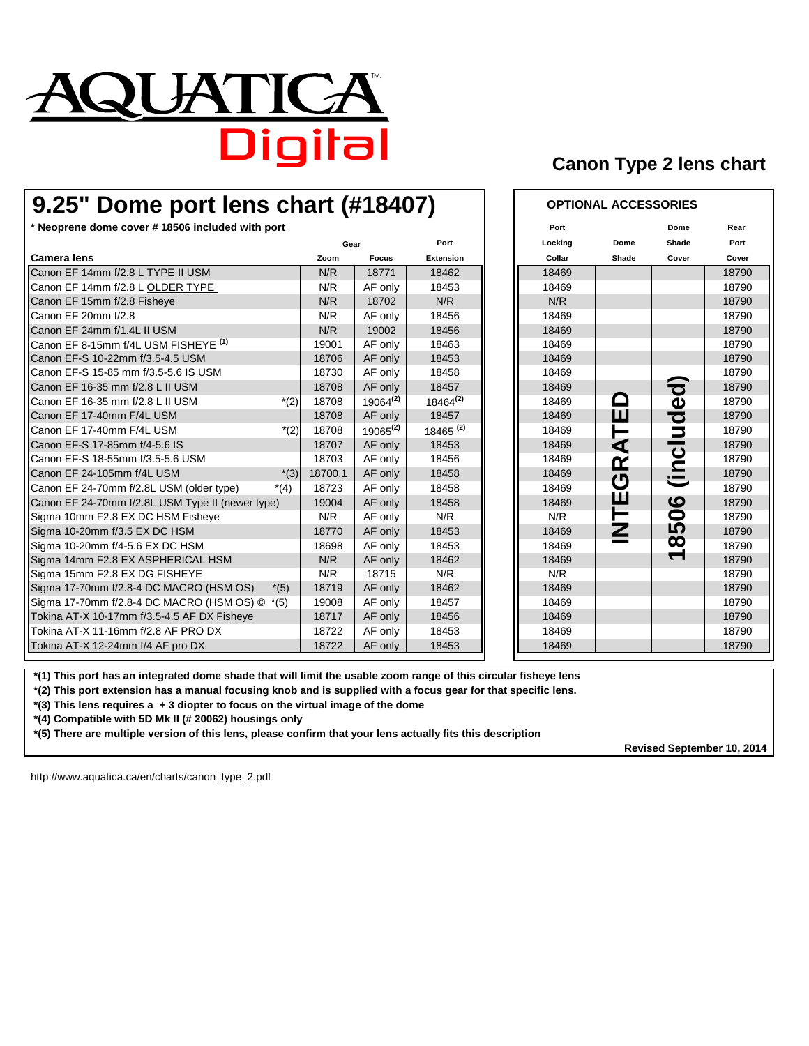# AQUATICA Digital

## Canon Type 2 lens chart

## 9.25" Dome port lens chart (#18407)

* Neoprene dome cover # 18506 included with port

| Camera lens | | Gear Zoom | Gear Focus | Port Extension | Port Locking Collar | Dome Shade | Dome Shade Cover | Rear Port Cover |
|---|---|---|---|---|---|---|---|---|
| Canon EF 14mm f/2.8 L TYPE II USM | | N/R | 18771 | 18462 | 18469 | INTEGRATED | 18506 (included) | 18790 |
| Canon EF 14mm f/2.8 L OLDER TYPE | | N/R | AF only | 18453 | 18469 | INTEGRATED | 18506 (included) | 18790 |
| Canon EF 15mm f/2.8 Fisheye | | N/R | 18702 | N/R | N/R | INTEGRATED | 18506 (included) | 18790 |
| Canon EF 20mm f/2.8 | | N/R | AF only | 18456 | 18469 | INTEGRATED | 18506 (included) | 18790 |
| Canon EF 24mm f/1.4L II USM | | N/R | 19002 | 18456 | 18469 | INTEGRATED | 18506 (included) | 18790 |
| Canon EF 8-15mm f/4L USM FISHEYE [(1)] | | 19001 | AF only | 18463 | 18469 | INTEGRATED | 18506 (included) | 18790 |
| Canon EF-S 10-22mm f/3.5-4.5 USM | | 18706 | AF only | 18453 | 18469 | INTEGRATED | 18506 (included) | 18790 |
| Canon EF-S 15-85 mm f/3.5-5.6 IS USM | | 18730 | AF only | 18458 | 18469 | INTEGRATED | 18506 (included) | 18790 |
| Canon EF 16-35 mm f/2.8 L II USM | | 18708 | AF only | 18457 | 18469 | INTEGRATED | 18506 (included) | 18790 |
| Canon EF 16-35 mm f/2.8 L II USM | *(2) | 18708 | 19064[(2)] | 18464[(2)] | 18469 | INTEGRATED | 18506 (included) | 18790 |
| Canon EF 17-40mm F/4L USM | | 18708 | AF only | 18457 | 18469 | INTEGRATED | 18506 (included) | 18790 |
| Canon EF 17-40mm F/4L USM | *(2) | 18708 | 19065[(2)] | 18465 [(2)] | 18469 | INTEGRATED | 18506 (included) | 18790 |
| Canon EF-S 17-85mm f/4-5.6 IS | | 18707 | AF only | 18453 | 18469 | INTEGRATED | 18506 (included) | 18790 |
| Canon EF-S 18-55mm f/3.5-5.6 USM | | 18703 | AF only | 18456 | 18469 | INTEGRATED | 18506 (included) | 18790 |
| Canon EF 24-105mm f/4L USM | *(3) | 18700.1 | AF only | 18458 | 18469 | INTEGRATED | 18506 (included) | 18790 |
| Canon EF 24-70mm f/2.8L USM (older type) | *(4) | 18723 | AF only | 18458 | 18469 | INTEGRATED | 18506 (included) | 18790 |
| Canon EF 24-70mm f/2.8L USM Type II (newer type) | | 19004 | AF only | 18458 | 18469 | INTEGRATED | 18506 (included) | 18790 |
| Sigma 10mm F2.8 EX DC HSM Fisheye | | N/R | AF only | N/R | N/R | INTEGRATED | 18506 (included) | 18790 |
| Sigma 10-20mm f/3.5 EX DC HSM | | 18770 | AF only | 18453 | 18469 | INTEGRATED | 18506 (included) | 18790 |
| Sigma 10-20mm f/4-5.6 EX DC HSM | | 18698 | AF only | 18453 | 18469 | INTEGRATED | 18506 (included) | 18790 |
| Sigma 14mm F2.8 EX ASPHERICAL HSM | | N/R | AF only | 18462 | 18469 | INTEGRATED | 18506 (included) | 18790 |
| Sigma 15mm F2.8 EX DG FISHEYE | | N/R | 18715 | N/R | N/R | INTEGRATED | 18506 (included) | 18790 |
| Sigma 17-70mm f/2.8-4 DC MACRO (HSM OS) | *(5) | 18719 | AF only | 18462 | 18469 | INTEGRATED | 18506 (included) | 18790 |
| Sigma 17-70mm f/2.8-4 DC MACRO (HSM OS) © | *(5) | 19008 | AF only | 18457 | 18469 | INTEGRATED | 18506 (included) | 18790 |
| Tokina AT-X 10-17mm f/3.5-4.5 AF DX Fisheye | | 18717 | AF only | 18456 | 18469 | INTEGRATED | 18506 (included) | 18790 |
| Tokina AT-X 11-16mm f/2.8 AF PRO DX | | 18722 | AF only | 18453 | 18469 | INTEGRATED | 18506 (included) | 18790 |
| Tokina AT-X 12-24mm f/4 AF pro DX | | 18722 | AF only | 18453 | 18469 | INTEGRATED | 18506 (included) | 18790 |

Port Locking Collar, Dome Shade, Dome Shade Cover and Rear Port Cover are OPTIONAL ACCESSORIES.

**\*(1) This port has an integrated dome shade that will limit the usable zoom range of this circular fisheye lens**

**\*(2) This port extension has a manual focusing knob and is supplied with a focus gear for that specific lens.**

**\*(3) This lens requires a + 3 diopter to focus on the virtual image of the dome**

**\*(4) Compatible with 5D Mk II (# 20062) housings only**

**\*(5) There are multiple version of this lens, please confirm that your lens actually fits this description**

**Revised September 10, 2014**

http://www.aquatica.ca/en/charts/canon_type_2.pdf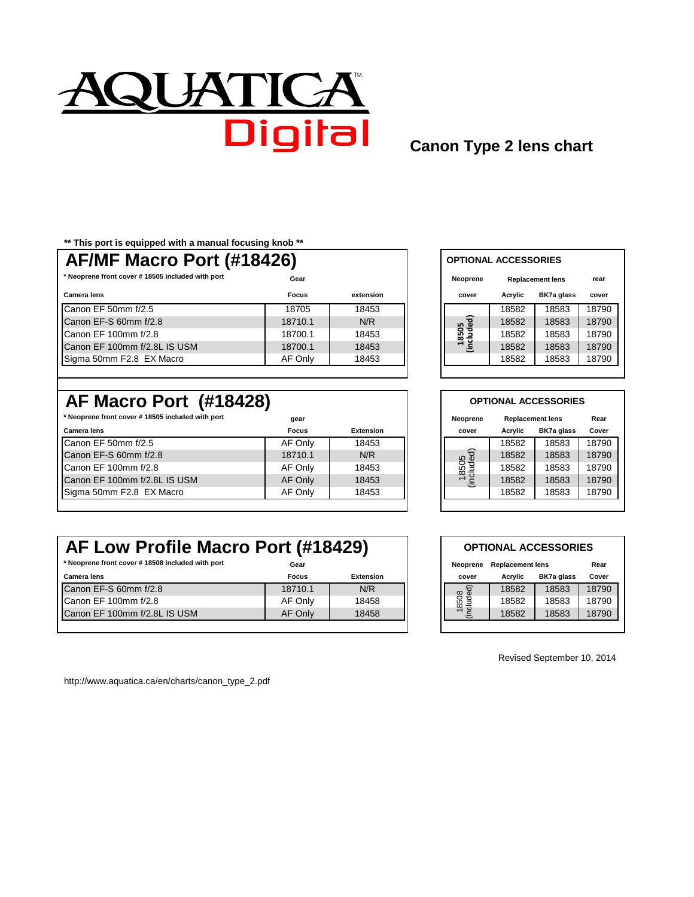# AQUATICA Digital

## Canon Type 2 lens chart

**\*\* This port is equipped with a manual focusing knob \*\***

### AF/MF Macro Port (#18426)

\* Neoprene front cover # 18505 included with port

| Camera lens | Gear Focus | extension |
|---|---|---|
| Canon EF 50mm f/2.5 | 18705 | 18453 |
| Canon EF-S 60mm f/2.8 | 18710.1 | N/R |
| Canon EF 100mm f/2.8 | 18700.1 | 18453 |
| Canon EF 100mm f/2.8L IS USM | 18700.1 | 18453 |
| Sigma 50mm F2.8 EX Macro | AF Only | 18453 |

**OPTIONAL ACCESSORIES**

| Neoprene cover | Replacement lens Acrylic | Replacement lens BK7a glass | rear cover |
|---|---|---|---|
| 18505 (included) | 18582 | 18583 | 18790 |
| | 18582 | 18583 | 18790 |
| | 18582 | 18583 | 18790 |
| | 18582 | 18583 | 18790 |
| | 18582 | 18583 | 18790 |

### AF Macro Port (#18428)

\* Neoprene front cover # 18505 included with port

| Camera lens | gear Focus | Extension |
|---|---|---|
| Canon EF 50mm f/2.5 | AF Only | 18453 |
| Canon EF-S 60mm f/2.8 | 18710.1 | N/R |
| Canon EF 100mm f/2.8 | AF Only | 18453 |
| Canon EF 100mm f/2.8L IS USM | AF Only | 18453 |
| Sigma 50mm F2.8 EX Macro | AF Only | 18453 |

**OPTIONAL ACCESSORIES**

| Neoprene cover | Replacement lens Acrylic | Replacement lens BK7a glass | Rear Cover |
|---|---|---|---|
| 18505 (included) | 18582 | 18583 | 18790 |
| | 18582 | 18583 | 18790 |
| | 18582 | 18583 | 18790 |
| | 18582 | 18583 | 18790 |
| | 18582 | 18583 | 18790 |

### AF Low Profile Macro Port (#18429)

\* Neoprene front cover # 18508 included with port

| Camera lens | Gear Focus | Extension |
|---|---|---|
| Canon EF-S 60mm f/2.8 | 18710.1 | N/R |
| Canon EF 100mm f/2.8 | AF Only | 18458 |
| Canon EF 100mm f/2.8L IS USM | AF Only | 18458 |

**OPTIONAL ACCESSORIES**

| Neoprene cover | Replacement lens Acrylic | Replacement lens BK7a glass | Rear Cover |
|---|---|---|---|
| 18508 (included) | 18582 | 18583 | 18790 |
| | 18582 | 18583 | 18790 |
| | 18582 | 18583 | 18790 |

Revised September 10, 2014

http://www.aquatica.ca/en/charts/canon_type_2.pdf